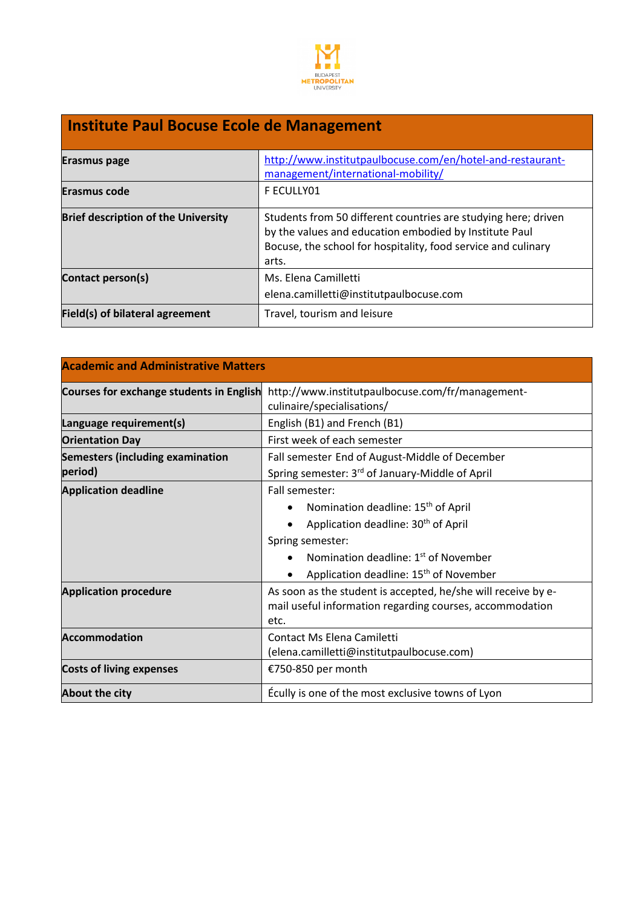| Institute Paul Bocuse Ecole de Management | |
|---|---|
| **Erasmus page** | http://www.institutpaulbocuse.com/en/hotel-and-restaurant-management/international-mobility/ |
| **Erasmus code** | F ECULLY01 |
| **Brief description of the University** | Students from 50 different countries are studying here; driven by the values and education embodied by Institute Paul Bocuse, the school for hospitality, food service and culinary arts. |
| **Contact person(s)** | Ms. Elena Camilletti<br>elena.camilletti@institutpaulbocuse.com |
| **Field(s) of bilateral agreement** | Travel, tourism and leisure |

| Academic and Administrative Matters | |
|---|---|
| **Courses for exchange students in English** | http://www.institutpaulbocuse.com/fr/management-culinaire/specialisations/ |
| **Language requirement(s)** | English (B1) and French (B1) |
| **Orientation Day** | First week of each semester |
| **Semesters (including examination period)** | Fall semester End of August-Middle of December<br>Spring semester: 3rd of January-Middle of April |
| **Application deadline** | Fall semester:<br>• Nomination deadline: 15th of April<br>• Application deadline: 30th of April<br>Spring semester:<br>• Nomination deadline: 1st of November<br>• Application deadline: 15th of November |
| **Application procedure** | As soon as the student is accepted, he/she will receive by e-mail useful information regarding courses, accommodation etc. |
| **Accommodation** | Contact Ms Elena Camiletti (elena.camilletti@institutpaulbocuse.com) |
| **Costs of living expenses** | €750-850 per month |
| **About the city** | Écully is one of the most exclusive towns of Lyon |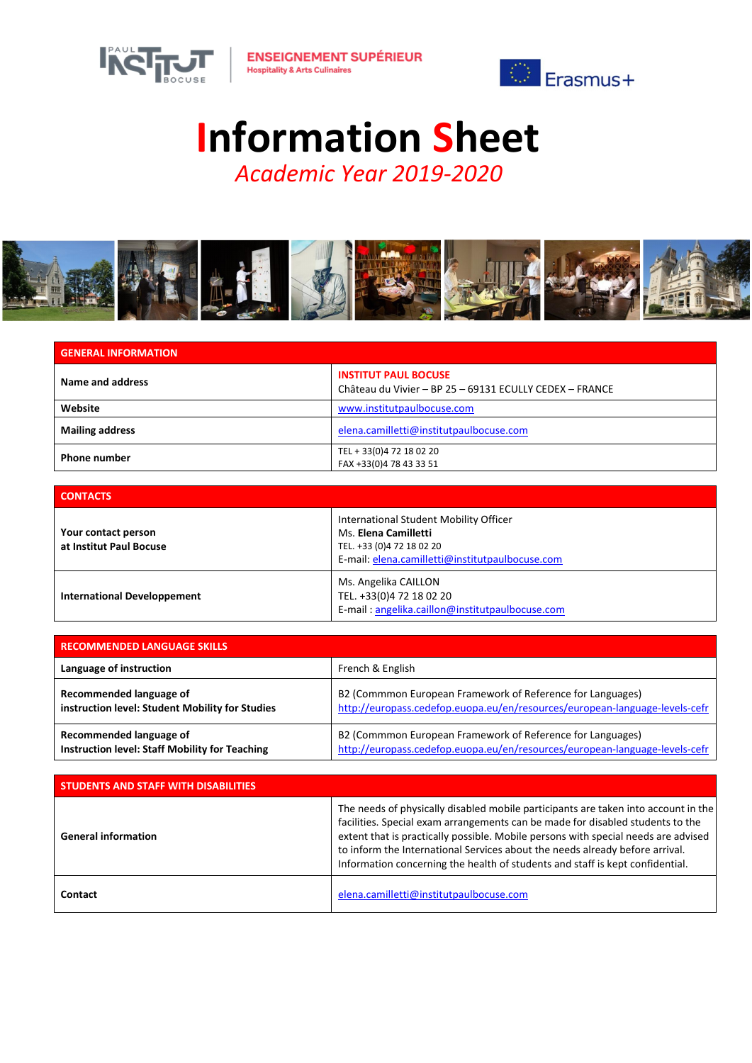# Information Sheet

*Academic Year 2019-2020*

| GENERAL INFORMATION | |
|---|---|
| **Name and address** | **INSTITUT PAUL BOCUSE**<br>Château du Vivier – BP 25 – 69131 ECULLY CEDEX – FRANCE |
| **Website** | www.institutpaulbocuse.com |
| **Mailing address** | elena.camilletti@institutpaulbocuse.com |
| **Phone number** | TEL + 33(0)4 72 18 02 20<br>FAX +33(0)4 78 43 33 51 |

| CONTACTS | |
|---|---|
| **Your contact person at Institut Paul Bocuse** | International Student Mobility Officer<br>Ms. **Elena Camilletti**<br>TEL. +33 (0)4 72 18 02 20<br>E-mail: elena.camilletti@institutpaulbocuse.com |
| **International Developpement** | Ms. Angelika CAILLON<br>TEL. +33(0)4 72 18 02 20<br>E-mail : angelika.caillon@institutpaulbocuse.com |

| RECOMMENDED LANGUAGE SKILLS | |
|---|---|
| **Language of instruction** | French & English |
| **Recommended language of instruction level: Student Mobility for Studies** | B2 (Commmon European Framework of Reference for Languages)<br>http://europass.cedefop.euopa.eu/en/resources/european-language-levels-cefr |
| **Recommended language of Instruction level: Staff Mobility for Teaching** | B2 (Commmon European Framework of Reference for Languages)<br>http://europass.cedefop.euopa.eu/en/resources/european-language-levels-cefr |

| STUDENTS AND STAFF WITH DISABILITIES | |
|---|---|
| **General information** | The needs of physically disabled mobile participants are taken into account in the facilities. Special exam arrangements can be made for disabled students to the extent that is practically possible. Mobile persons with special needs are advised to inform the International Services about the needs already before arrival. Information concerning the health of students and staff is kept confidential. |
| **Contact** | elena.camilletti@institutpaulbocuse.com |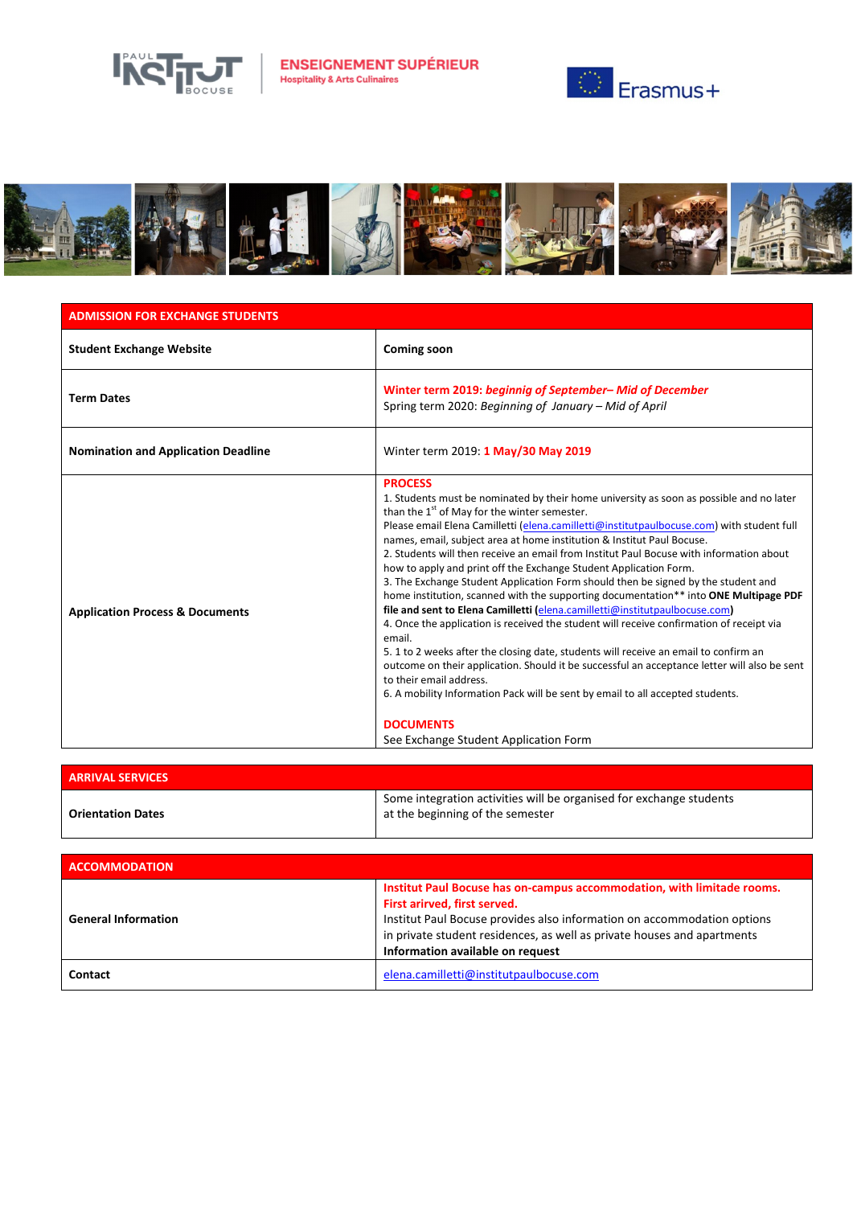| ADMISSION FOR EXCHANGE STUDENTS | |
|---|---|
| **Student Exchange Website** | **Coming soon** |
| **Term Dates** | **Winter term 2019:** ***beginnig of September– Mid of December***<br>Spring term 2020: *Beginning of January – Mid of April* |
| **Nomination and Application Deadline** | Winter term 2019: **1 May/30 May 2019** |
| **Application Process & Documents** | **PROCESS**<br>1. Students must be nominated by their home university as soon as possible and no later than the 1st of May for the winter semester.<br>Please email Elena Camilletti (elena.camilletti@institutpaulbocuse.com) with student full names, email, subject area at home institution & Institut Paul Bocuse.<br>2. Students will then receive an email from Institut Paul Bocuse with information about how to apply and print off the Exchange Student Application Form.<br>3. The Exchange Student Application Form should then be signed by the student and home institution, scanned with the supporting documentation** into **ONE Multipage PDF file and sent to Elena Camilletti (elena.camilletti@institutpaulbocuse.com)**<br>4. Once the application is received the student will receive confirmation of receipt via email.<br>5. 1 to 2 weeks after the closing date, students will receive an email to confirm an outcome on their application. Should it be successful an acceptance letter will also be sent to their email address.<br>6. A mobility Information Pack will be sent by email to all accepted students.<br><br>**DOCUMENTS**<br>See Exchange Student Application Form |

| ARRIVAL SERVICES | |
|---|---|
| **Orientation Dates** | Some integration activities will be organised for exchange students at the beginning of the semester |

| ACCOMMODATION | |
|---|---|
| **General Information** | **Institut Paul Bocuse has on-campus accommodation, with limitade rooms. First arirved, first served.**<br>Institut Paul Bocuse provides also information on accommodation options in private student residences, as well as private houses and apartments<br>**Information available on request** |
| **Contact** | elena.camilletti@institutpaulbocuse.com |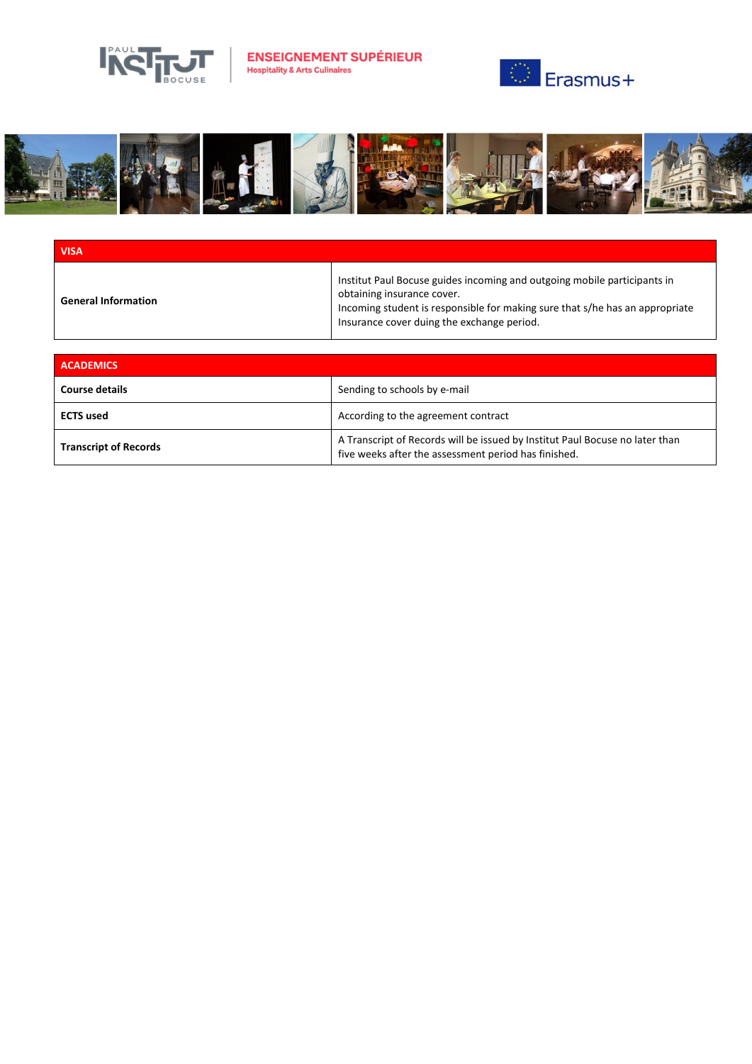| VISA | |
|---|---|
| **General Information** | Institut Paul Bocuse guides incoming and outgoing mobile participants in obtaining insurance cover.<br>Incoming student is responsible for making sure that s/he has an appropriate Insurance cover duing the exchange period. |

| ACADEMICS | |
|---|---|
| **Course details** | Sending to schools by e-mail |
| **ECTS used** | According to the agreement contract |
| **Transcript of Records** | A Transcript of Records will be issued by Institut Paul Bocuse no later than five weeks after the assessment period has finished. |